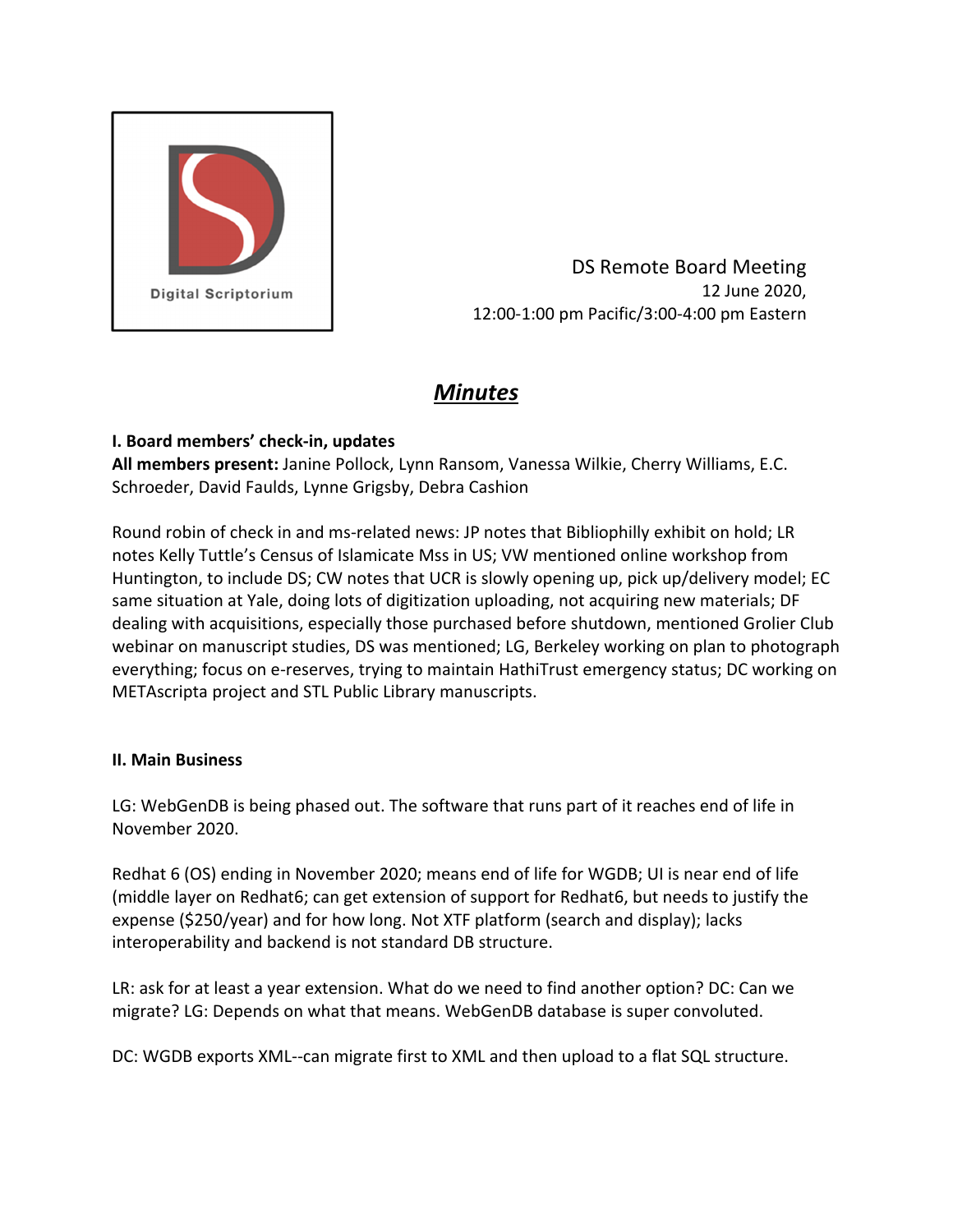Digital Scriptorium

DS Remote Board Meeting
12 June 2020,
12:00-1:00 pm Pacific/3:00-4:00 pm Eastern

# ***Minutes***

**I. Board members' check-in, updates**
**All members present:** Janine Pollock, Lynn Ransom, Vanessa Wilkie, Cherry Williams, E.C. Schroeder, David Faulds, Lynne Grigsby, Debra Cashion

Round robin of check in and ms-related news: JP notes that Bibliophilly exhibit on hold; LR notes Kelly Tuttle's Census of Islamicate Mss in US; VW mentioned online workshop from Huntington, to include DS; CW notes that UCR is slowly opening up, pick up/delivery model; EC same situation at Yale, doing lots of digitization uploading, not acquiring new materials; DF dealing with acquisitions, especially those purchased before shutdown, mentioned Grolier Club webinar on manuscript studies, DS was mentioned; LG, Berkeley working on plan to photograph everything; focus on e-reserves, trying to maintain HathiTrust emergency status; DC working on METAscripta project and STL Public Library manuscripts.

**II. Main Business**

LG: WebGenDB is being phased out. The software that runs part of it reaches end of life in November 2020.

Redhat 6 (OS) ending in November 2020; means end of life for WGDB; UI is near end of life (middle layer on Redhat6; can get extension of support for Redhat6, but needs to justify the expense ($250/year) and for how long. Not XTF platform (search and display); lacks interoperability and backend is not standard DB structure.

LR: ask for at least a year extension. What do we need to find another option? DC: Can we migrate? LG: Depends on what that means. WebGenDB database is super convoluted.

DC: WGDB exports XML--can migrate first to XML and then upload to a flat SQL structure.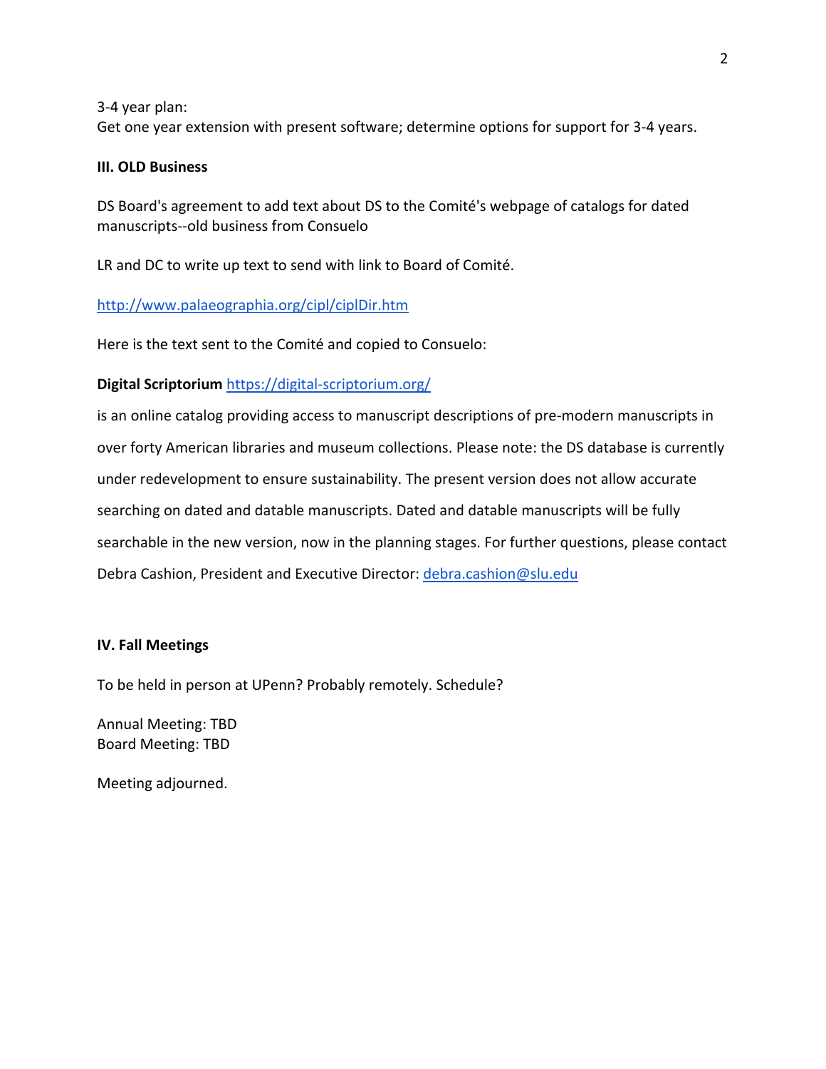3-4 year plan:
Get one year extension with present software; determine options for support for 3-4 years.

**III. OLD Business**

DS Board's agreement to add text about DS to the Comité's webpage of catalogs for dated manuscripts--old business from Consuelo

LR and DC to write up text to send with link to Board of Comité.

http://www.palaeographia.org/cipl/ciplDir.htm

Here is the text sent to the Comité and copied to Consuelo:

**Digital Scriptorium** https://digital-scriptorium.org/

is an online catalog providing access to manuscript descriptions of pre-modern manuscripts in over forty American libraries and museum collections. Please note: the DS database is currently under redevelopment to ensure sustainability. The present version does not allow accurate searching on dated and datable manuscripts. Dated and datable manuscripts will be fully searchable in the new version, now in the planning stages. For further questions, please contact Debra Cashion, President and Executive Director: debra.cashion@slu.edu

**IV. Fall Meetings**

To be held in person at UPenn? Probably remotely. Schedule?

Annual Meeting: TBD
Board Meeting: TBD

Meeting adjourned.